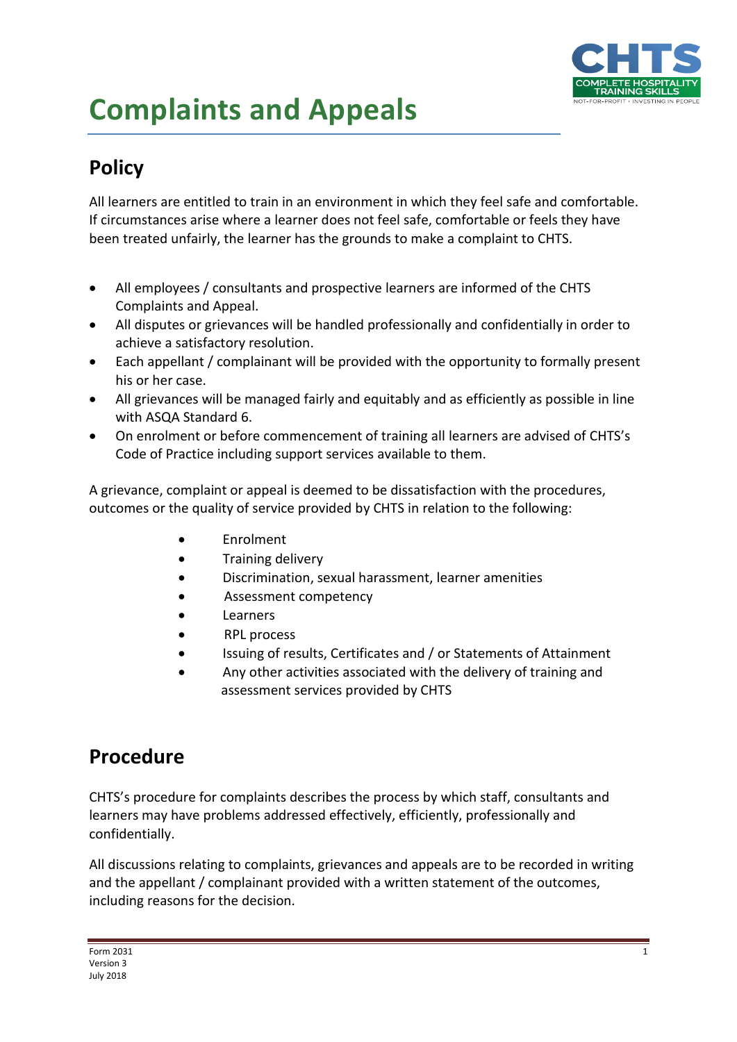# Complaints and Appeals

## Policy

All learners are entitled to train in an environment in which they feel safe and comfortable. If circumstances arise where a learner does not feel safe, comfortable or feels they have been treated unfairly, the learner has the grounds to make a complaint to CHTS.

- All employees / consultants and prospective learners are informed of the CHTS Complaints and Appeal.
- All disputes or grievances will be handled professionally and confidentially in order to achieve a satisfactory resolution.
- Each appellant / complainant will be provided with the opportunity to formally present his or her case.
- All grievances will be managed fairly and equitably and as efficiently as possible in line with ASQA Standard 6.
- On enrolment or before commencement of training all learners are advised of CHTS's Code of Practice including support services available to them.

A grievance, complaint or appeal is deemed to be dissatisfaction with the procedures, outcomes or the quality of service provided by CHTS in relation to the following:

- Enrolment
- Training delivery
- Discrimination, sexual harassment, learner amenities
- Assessment competency
- Learners
- RPL process
- Issuing of results, Certificates and / or Statements of Attainment
- Any other activities associated with the delivery of training and assessment services provided by CHTS

## Procedure

CHTS's procedure for complaints describes the process by which staff, consultants and learners may have problems addressed effectively, efficiently, professionally and confidentially.

All discussions relating to complaints, grievances and appeals are to be recorded in writing and the appellant / complainant provided with a written statement of the outcomes, including reasons for the decision.

Form 2031
Version 3
July 2018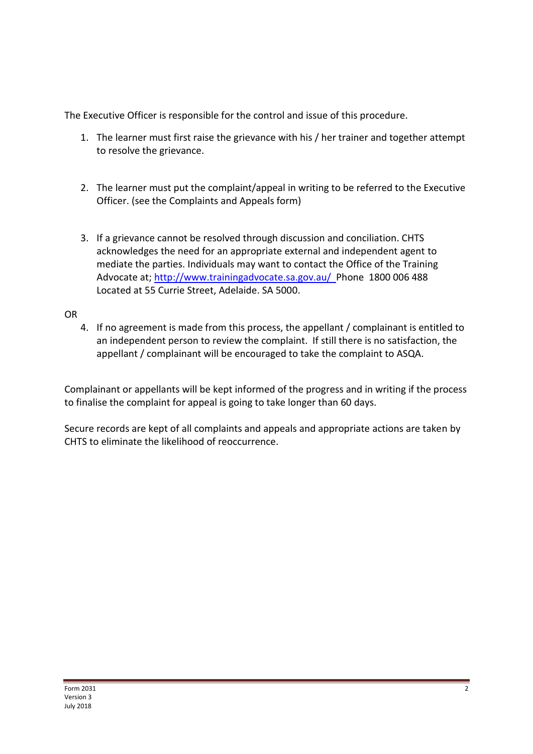The Executive Officer is responsible for the control and issue of this procedure.

1. The learner must first raise the grievance with his / her trainer and together attempt to resolve the grievance.

2. The learner must put the complaint/appeal in writing to be referred to the Executive Officer. (see the Complaints and Appeals form)

3. If a grievance cannot be resolved through discussion and conciliation. CHTS acknowledges the need for an appropriate external and independent agent to mediate the parties. Individuals may want to contact the Office of the Training Advocate at; http://www.trainingadvocate.sa.gov.au/ Phone 1800 006 488 Located at 55 Currie Street, Adelaide. SA 5000.

OR

4. If no agreement is made from this process, the appellant / complainant is entitled to an independent person to review the complaint. If still there is no satisfaction, the appellant / complainant will be encouraged to take the complaint to ASQA.

Complainant or appellants will be kept informed of the progress and in writing if the process to finalise the complaint for appeal is going to take longer than 60 days.

Secure records are kept of all complaints and appeals and appropriate actions are taken by CHTS to eliminate the likelihood of reoccurrence.

Form 2031
Version 3
July 2018